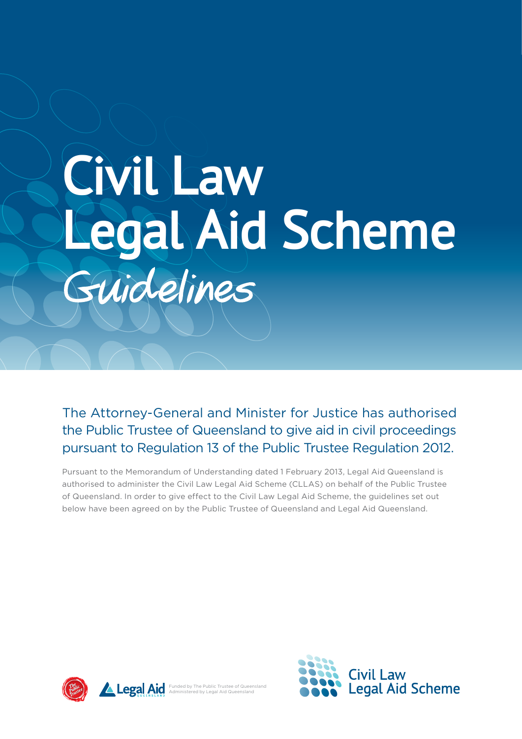# Civil Law Legal Aid Scheme

## *Guidelines*

The Attorney-General and Minister for Justice has authorised the Public Trustee of Queensland to give aid in civil proceedings pursuant to Regulation 13 of the Public Trustee Regulation 2012.

Pursuant to the Memorandum of Understanding dated 1 February 2013, Legal Aid Queensland is authorised to administer the Civil Law Legal Aid Scheme (CLLAS) on behalf of the Public Trustee of Queensland. In order to give effect to the Civil Law Legal Aid Scheme, the guidelines set out below have been agreed on by the Public Trustee of Queensland and Legal Aid Queensland.

Funded by The Public Trustee of Queensland
Administered by Legal Aid Queensland

Civil Law Legal Aid Scheme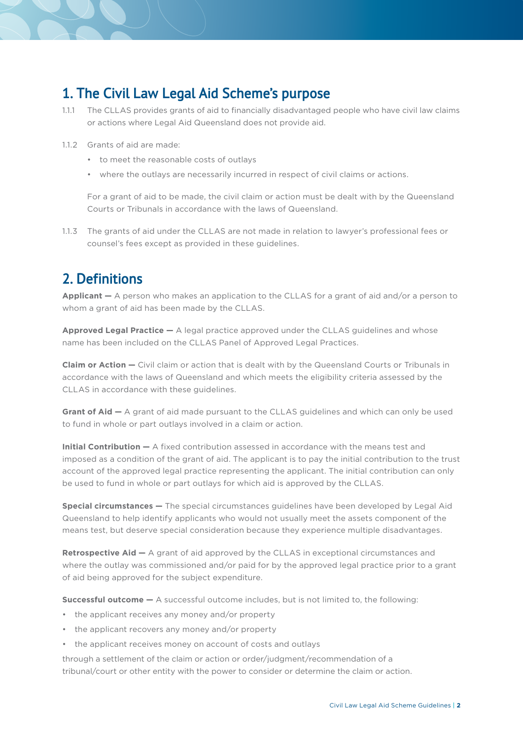## 1. The Civil Law Legal Aid Scheme's purpose

1.1.1 The CLLAS provides grants of aid to financially disadvantaged people who have civil law claims or actions where Legal Aid Queensland does not provide aid.

1.1.2 Grants of aid are made:

- to meet the reasonable costs of outlays
- where the outlays are necessarily incurred in respect of civil claims or actions.

For a grant of aid to be made, the civil claim or action must be dealt with by the Queensland Courts or Tribunals in accordance with the laws of Queensland.

1.1.3 The grants of aid under the CLLAS are not made in relation to lawyer's professional fees or counsel's fees except as provided in these guidelines.

## 2. Definitions

**Applicant —** A person who makes an application to the CLLAS for a grant of aid and/or a person to whom a grant of aid has been made by the CLLAS.

**Approved Legal Practice —** A legal practice approved under the CLLAS guidelines and whose name has been included on the CLLAS Panel of Approved Legal Practices.

**Claim or Action —** Civil claim or action that is dealt with by the Queensland Courts or Tribunals in accordance with the laws of Queensland and which meets the eligibility criteria assessed by the CLLAS in accordance with these guidelines.

**Grant of Aid —** A grant of aid made pursuant to the CLLAS guidelines and which can only be used to fund in whole or part outlays involved in a claim or action.

**Initial Contribution —** A fixed contribution assessed in accordance with the means test and imposed as a condition of the grant of aid. The applicant is to pay the initial contribution to the trust account of the approved legal practice representing the applicant. The initial contribution can only be used to fund in whole or part outlays for which aid is approved by the CLLAS.

**Special circumstances —** The special circumstances guidelines have been developed by Legal Aid Queensland to help identify applicants who would not usually meet the assets component of the means test, but deserve special consideration because they experience multiple disadvantages.

**Retrospective Aid —** A grant of aid approved by the CLLAS in exceptional circumstances and where the outlay was commissioned and/or paid for by the approved legal practice prior to a grant of aid being approved for the subject expenditure.

**Successful outcome —** A successful outcome includes, but is not limited to, the following:

- the applicant receives any money and/or property
- the applicant recovers any money and/or property
- the applicant receives money on account of costs and outlays

through a settlement of the claim or action or order/judgment/recommendation of a tribunal/court or other entity with the power to consider or determine the claim or action.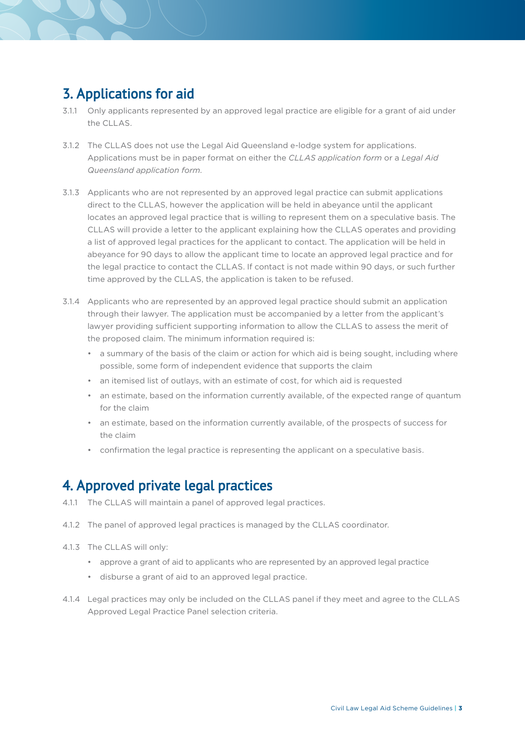## 3. Applications for aid

3.1.1 Only applicants represented by an approved legal practice are eligible for a grant of aid under the CLLAS.

3.1.2 The CLLAS does not use the Legal Aid Queensland e-lodge system for applications. Applications must be in paper format on either the *CLLAS application form* or a *Legal Aid Queensland application form*.

3.1.3 Applicants who are not represented by an approved legal practice can submit applications direct to the CLLAS, however the application will be held in abeyance until the applicant locates an approved legal practice that is willing to represent them on a speculative basis. The CLLAS will provide a letter to the applicant explaining how the CLLAS operates and providing a list of approved legal practices for the applicant to contact. The application will be held in abeyance for 90 days to allow the applicant time to locate an approved legal practice and for the legal practice to contact the CLLAS. If contact is not made within 90 days, or such further time approved by the CLLAS, the application is taken to be refused.

3.1.4 Applicants who are represented by an approved legal practice should submit an application through their lawyer. The application must be accompanied by a letter from the applicant's lawyer providing sufficient supporting information to allow the CLLAS to assess the merit of the proposed claim. The minimum information required is:

- a summary of the basis of the claim or action for which aid is being sought, including where possible, some form of independent evidence that supports the claim
- an itemised list of outlays, with an estimate of cost, for which aid is requested
- an estimate, based on the information currently available, of the expected range of quantum for the claim
- an estimate, based on the information currently available, of the prospects of success for the claim
- confirmation the legal practice is representing the applicant on a speculative basis.

## 4. Approved private legal practices

4.1.1 The CLLAS will maintain a panel of approved legal practices.

4.1.2 The panel of approved legal practices is managed by the CLLAS coordinator.

4.1.3 The CLLAS will only:

- approve a grant of aid to applicants who are represented by an approved legal practice
- disburse a grant of aid to an approved legal practice.

4.1.4 Legal practices may only be included on the CLLAS panel if they meet and agree to the CLLAS Approved Legal Practice Panel selection criteria.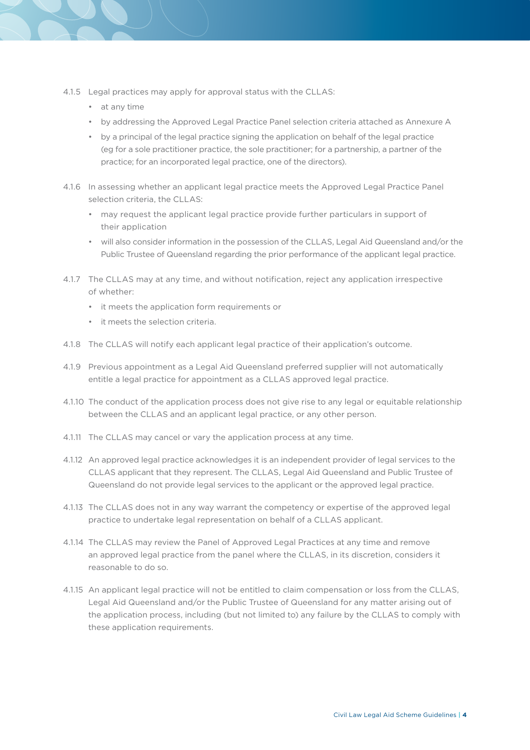4.1.5 Legal practices may apply for approval status with the CLLAS:

- at any time
- by addressing the Approved Legal Practice Panel selection criteria attached as Annexure A
- by a principal of the legal practice signing the application on behalf of the legal practice (eg for a sole practitioner practice, the sole practitioner; for a partnership, a partner of the practice; for an incorporated legal practice, one of the directors).

4.1.6 In assessing whether an applicant legal practice meets the Approved Legal Practice Panel selection criteria, the CLLAS:

- may request the applicant legal practice provide further particulars in support of their application
- will also consider information in the possession of the CLLAS, Legal Aid Queensland and/or the Public Trustee of Queensland regarding the prior performance of the applicant legal practice.

4.1.7 The CLLAS may at any time, and without notification, reject any application irrespective of whether:

- it meets the application form requirements or
- it meets the selection criteria.

4.1.8 The CLLAS will notify each applicant legal practice of their application's outcome.

4.1.9 Previous appointment as a Legal Aid Queensland preferred supplier will not automatically entitle a legal practice for appointment as a CLLAS approved legal practice.

4.1.10 The conduct of the application process does not give rise to any legal or equitable relationship between the CLLAS and an applicant legal practice, or any other person.

4.1.11 The CLLAS may cancel or vary the application process at any time.

4.1.12 An approved legal practice acknowledges it is an independent provider of legal services to the CLLAS applicant that they represent. The CLLAS, Legal Aid Queensland and Public Trustee of Queensland do not provide legal services to the applicant or the approved legal practice.

4.1.13 The CLLAS does not in any way warrant the competency or expertise of the approved legal practice to undertake legal representation on behalf of a CLLAS applicant.

4.1.14 The CLLAS may review the Panel of Approved Legal Practices at any time and remove an approved legal practice from the panel where the CLLAS, in its discretion, considers it reasonable to do so.

4.1.15 An applicant legal practice will not be entitled to claim compensation or loss from the CLLAS, Legal Aid Queensland and/or the Public Trustee of Queensland for any matter arising out of the application process, including (but not limited to) any failure by the CLLAS to comply with these application requirements.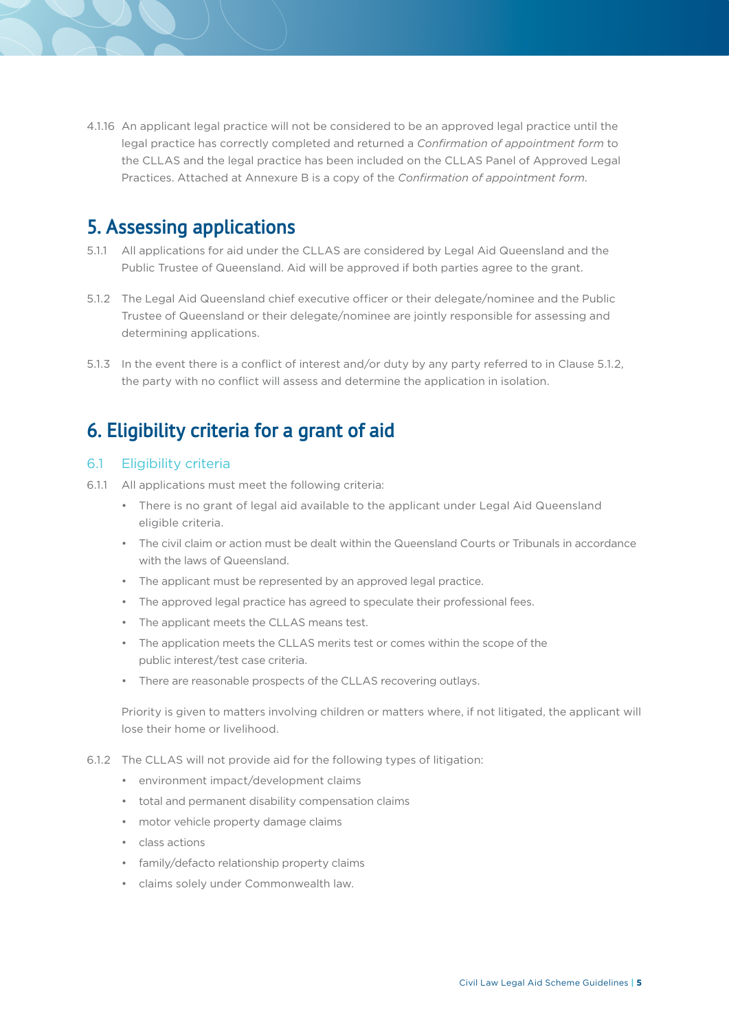4.1.16 An applicant legal practice will not be considered to be an approved legal practice until the legal practice has correctly completed and returned a *Confirmation of appointment form* to the CLLAS and the legal practice has been included on the CLLAS Panel of Approved Legal Practices. Attached at Annexure B is a copy of the *Confirmation of appointment form*.

# 5. Assessing applications

5.1.1 All applications for aid under the CLLAS are considered by Legal Aid Queensland and the Public Trustee of Queensland. Aid will be approved if both parties agree to the grant.

5.1.2 The Legal Aid Queensland chief executive officer or their delegate/nominee and the Public Trustee of Queensland or their delegate/nominee are jointly responsible for assessing and determining applications.

5.1.3 In the event there is a conflict of interest and/or duty by any party referred to in Clause 5.1.2, the party with no conflict will assess and determine the application in isolation.

# 6. Eligibility criteria for a grant of aid

## 6.1 Eligibility criteria

6.1.1 All applications must meet the following criteria:

- There is no grant of legal aid available to the applicant under Legal Aid Queensland eligible criteria.
- The civil claim or action must be dealt within the Queensland Courts or Tribunals in accordance with the laws of Queensland.
- The applicant must be represented by an approved legal practice.
- The approved legal practice has agreed to speculate their professional fees.
- The applicant meets the CLLAS means test.
- The application meets the CLLAS merits test or comes within the scope of the public interest/test case criteria.
- There are reasonable prospects of the CLLAS recovering outlays.

Priority is given to matters involving children or matters where, if not litigated, the applicant will lose their home or livelihood.

6.1.2 The CLLAS will not provide aid for the following types of litigation:

- environment impact/development claims
- total and permanent disability compensation claims
- motor vehicle property damage claims
- class actions
- family/defacto relationship property claims
- claims solely under Commonwealth law.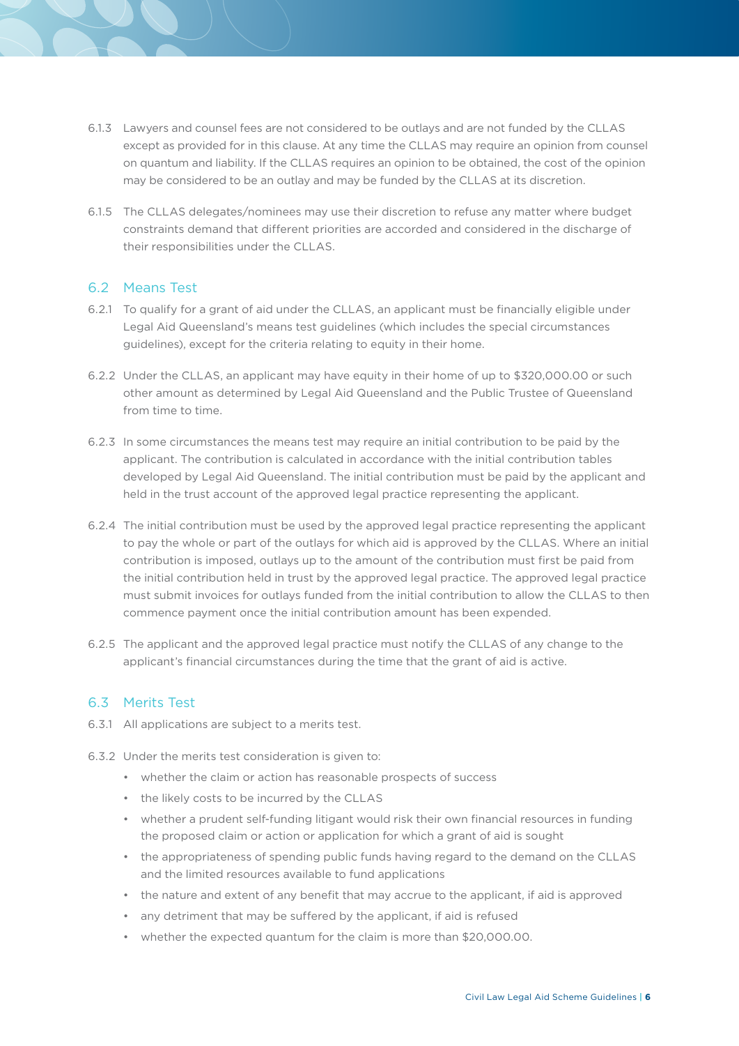6.1.3 Lawyers and counsel fees are not considered to be outlays and are not funded by the CLLAS except as provided for in this clause. At any time the CLLAS may require an opinion from counsel on quantum and liability. If the CLLAS requires an opinion to be obtained, the cost of the opinion may be considered to be an outlay and may be funded by the CLLAS at its discretion.

6.1.5 The CLLAS delegates/nominees may use their discretion to refuse any matter where budget constraints demand that different priorities are accorded and considered in the discharge of their responsibilities under the CLLAS.

## 6.2 Means Test

6.2.1 To qualify for a grant of aid under the CLLAS, an applicant must be financially eligible under Legal Aid Queensland's means test guidelines (which includes the special circumstances guidelines), except for the criteria relating to equity in their home.

6.2.2 Under the CLLAS, an applicant may have equity in their home of up to $320,000.00 or such other amount as determined by Legal Aid Queensland and the Public Trustee of Queensland from time to time.

6.2.3 In some circumstances the means test may require an initial contribution to be paid by the applicant. The contribution is calculated in accordance with the initial contribution tables developed by Legal Aid Queensland. The initial contribution must be paid by the applicant and held in the trust account of the approved legal practice representing the applicant.

6.2.4 The initial contribution must be used by the approved legal practice representing the applicant to pay the whole or part of the outlays for which aid is approved by the CLLAS. Where an initial contribution is imposed, outlays up to the amount of the contribution must first be paid from the initial contribution held in trust by the approved legal practice. The approved legal practice must submit invoices for outlays funded from the initial contribution to allow the CLLAS to then commence payment once the initial contribution amount has been expended.

6.2.5 The applicant and the approved legal practice must notify the CLLAS of any change to the applicant's financial circumstances during the time that the grant of aid is active.

## 6.3 Merits Test

6.3.1 All applications are subject to a merits test.

6.3.2 Under the merits test consideration is given to:

- whether the claim or action has reasonable prospects of success
- the likely costs to be incurred by the CLLAS
- whether a prudent self-funding litigant would risk their own financial resources in funding the proposed claim or action or application for which a grant of aid is sought
- the appropriateness of spending public funds having regard to the demand on the CLLAS and the limited resources available to fund applications
- the nature and extent of any benefit that may accrue to the applicant, if aid is approved
- any detriment that may be suffered by the applicant, if aid is refused
- whether the expected quantum for the claim is more than $20,000.00.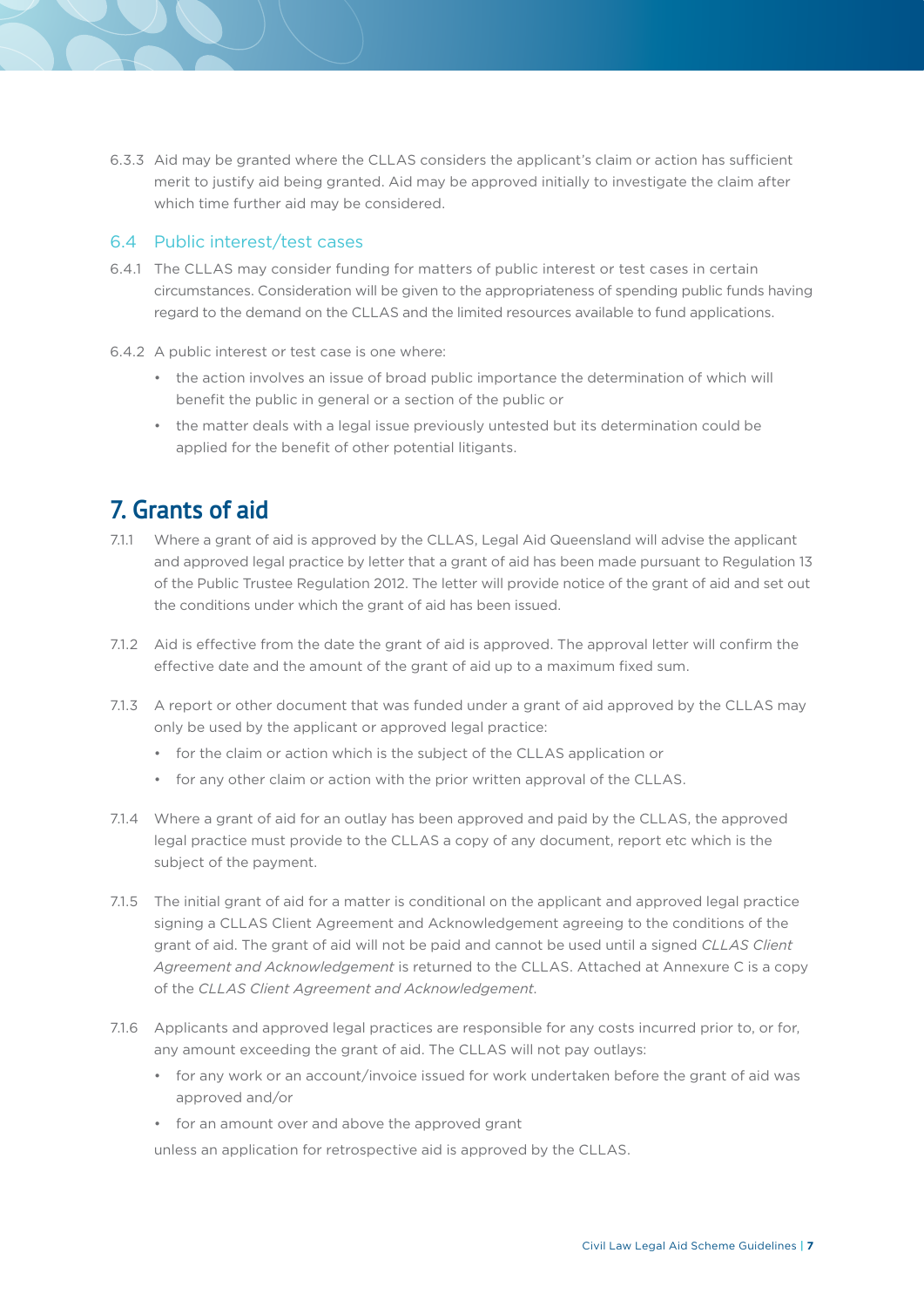6.3.3 Aid may be granted where the CLLAS considers the applicant's claim or action has sufficient merit to justify aid being granted. Aid may be approved initially to investigate the claim after which time further aid may be considered.

### 6.4 Public interest/test cases

6.4.1 The CLLAS may consider funding for matters of public interest or test cases in certain circumstances. Consideration will be given to the appropriateness of spending public funds having regard to the demand on the CLLAS and the limited resources available to fund applications.

6.4.2 A public interest or test case is one where:

- the action involves an issue of broad public importance the determination of which will benefit the public in general or a section of the public or
- the matter deals with a legal issue previously untested but its determination could be applied for the benefit of other potential litigants.

## 7. Grants of aid

7.1.1 Where a grant of aid is approved by the CLLAS, Legal Aid Queensland will advise the applicant and approved legal practice by letter that a grant of aid has been made pursuant to Regulation 13 of the Public Trustee Regulation 2012. The letter will provide notice of the grant of aid and set out the conditions under which the grant of aid has been issued.

7.1.2 Aid is effective from the date the grant of aid is approved. The approval letter will confirm the effective date and the amount of the grant of aid up to a maximum fixed sum.

7.1.3 A report or other document that was funded under a grant of aid approved by the CLLAS may only be used by the applicant or approved legal practice:

- for the claim or action which is the subject of the CLLAS application or
- for any other claim or action with the prior written approval of the CLLAS.

7.1.4 Where a grant of aid for an outlay has been approved and paid by the CLLAS, the approved legal practice must provide to the CLLAS a copy of any document, report etc which is the subject of the payment.

7.1.5 The initial grant of aid for a matter is conditional on the applicant and approved legal practice signing a CLLAS Client Agreement and Acknowledgement agreeing to the conditions of the grant of aid. The grant of aid will not be paid and cannot be used until a signed *CLLAS Client Agreement and Acknowledgement* is returned to the CLLAS. Attached at Annexure C is a copy of the *CLLAS Client Agreement and Acknowledgement*.

7.1.6 Applicants and approved legal practices are responsible for any costs incurred prior to, or for, any amount exceeding the grant of aid. The CLLAS will not pay outlays:

- for any work or an account/invoice issued for work undertaken before the grant of aid was approved and/or
- for an amount over and above the approved grant

unless an application for retrospective aid is approved by the CLLAS.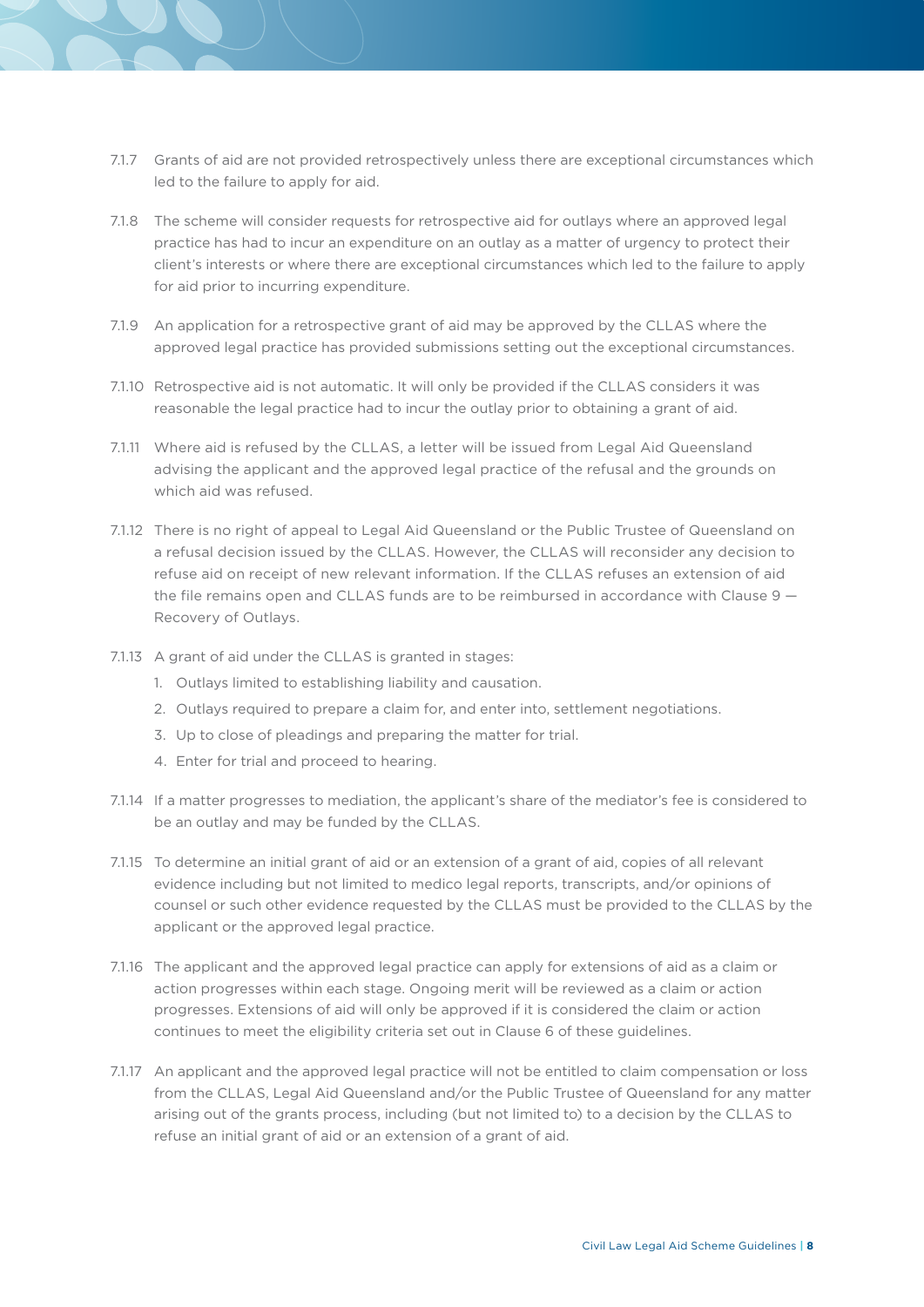7.1.7 Grants of aid are not provided retrospectively unless there are exceptional circumstances which led to the failure to apply for aid.

7.1.8 The scheme will consider requests for retrospective aid for outlays where an approved legal practice has had to incur an expenditure on an outlay as a matter of urgency to protect their client's interests or where there are exceptional circumstances which led to the failure to apply for aid prior to incurring expenditure.

7.1.9 An application for a retrospective grant of aid may be approved by the CLLAS where the approved legal practice has provided submissions setting out the exceptional circumstances.

7.1.10 Retrospective aid is not automatic. It will only be provided if the CLLAS considers it was reasonable the legal practice had to incur the outlay prior to obtaining a grant of aid.

7.1.11 Where aid is refused by the CLLAS, a letter will be issued from Legal Aid Queensland advising the applicant and the approved legal practice of the refusal and the grounds on which aid was refused.

7.1.12 There is no right of appeal to Legal Aid Queensland or the Public Trustee of Queensland on a refusal decision issued by the CLLAS. However, the CLLAS will reconsider any decision to refuse aid on receipt of new relevant information. If the CLLAS refuses an extension of aid the file remains open and CLLAS funds are to be reimbursed in accordance with Clause 9 — Recovery of Outlays.

7.1.13 A grant of aid under the CLLAS is granted in stages:

1. Outlays limited to establishing liability and causation.
2. Outlays required to prepare a claim for, and enter into, settlement negotiations.
3. Up to close of pleadings and preparing the matter for trial.
4. Enter for trial and proceed to hearing.

7.1.14 If a matter progresses to mediation, the applicant's share of the mediator's fee is considered to be an outlay and may be funded by the CLLAS.

7.1.15 To determine an initial grant of aid or an extension of a grant of aid, copies of all relevant evidence including but not limited to medico legal reports, transcripts, and/or opinions of counsel or such other evidence requested by the CLLAS must be provided to the CLLAS by the applicant or the approved legal practice.

7.1.16 The applicant and the approved legal practice can apply for extensions of aid as a claim or action progresses within each stage. Ongoing merit will be reviewed as a claim or action progresses. Extensions of aid will only be approved if it is considered the claim or action continues to meet the eligibility criteria set out in Clause 6 of these guidelines.

7.1.17 An applicant and the approved legal practice will not be entitled to claim compensation or loss from the CLLAS, Legal Aid Queensland and/or the Public Trustee of Queensland for any matter arising out of the grants process, including (but not limited to) to a decision by the CLLAS to refuse an initial grant of aid or an extension of a grant of aid.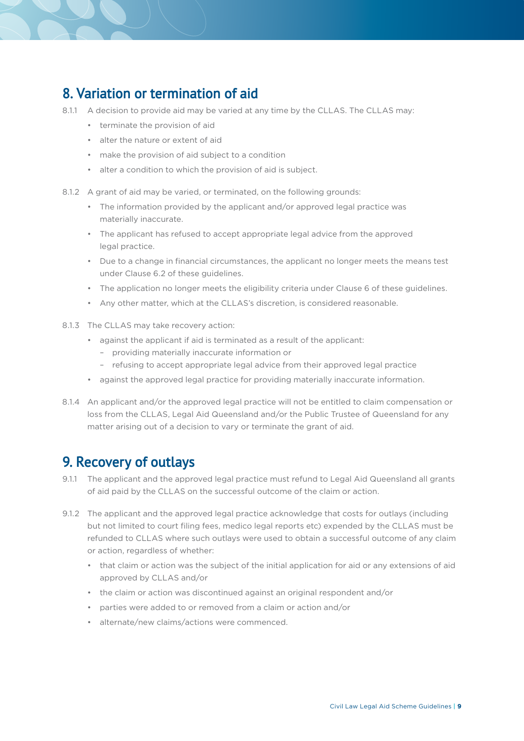## 8. Variation or termination of aid

8.1.1 A decision to provide aid may be varied at any time by the CLLAS. The CLLAS may:

- terminate the provision of aid
- alter the nature or extent of aid
- make the provision of aid subject to a condition
- alter a condition to which the provision of aid is subject.

8.1.2 A grant of aid may be varied, or terminated, on the following grounds:

- The information provided by the applicant and/or approved legal practice was materially inaccurate.
- The applicant has refused to accept appropriate legal advice from the approved legal practice.
- Due to a change in financial circumstances, the applicant no longer meets the means test under Clause 6.2 of these guidelines.
- The application no longer meets the eligibility criteria under Clause 6 of these guidelines.
- Any other matter, which at the CLLAS's discretion, is considered reasonable.

8.1.3 The CLLAS may take recovery action:

- against the applicant if aid is terminated as a result of the applicant:
  - providing materially inaccurate information or
  - refusing to accept appropriate legal advice from their approved legal practice
- against the approved legal practice for providing materially inaccurate information.

8.1.4 An applicant and/or the approved legal practice will not be entitled to claim compensation or loss from the CLLAS, Legal Aid Queensland and/or the Public Trustee of Queensland for any matter arising out of a decision to vary or terminate the grant of aid.

## 9. Recovery of outlays

9.1.1 The applicant and the approved legal practice must refund to Legal Aid Queensland all grants of aid paid by the CLLAS on the successful outcome of the claim or action.

9.1.2 The applicant and the approved legal practice acknowledge that costs for outlays (including but not limited to court filing fees, medico legal reports etc) expended by the CLLAS must be refunded to CLLAS where such outlays were used to obtain a successful outcome of any claim or action, regardless of whether:

- that claim or action was the subject of the initial application for aid or any extensions of aid approved by CLLAS and/or
- the claim or action was discontinued against an original respondent and/or
- parties were added to or removed from a claim or action and/or
- alternate/new claims/actions were commenced.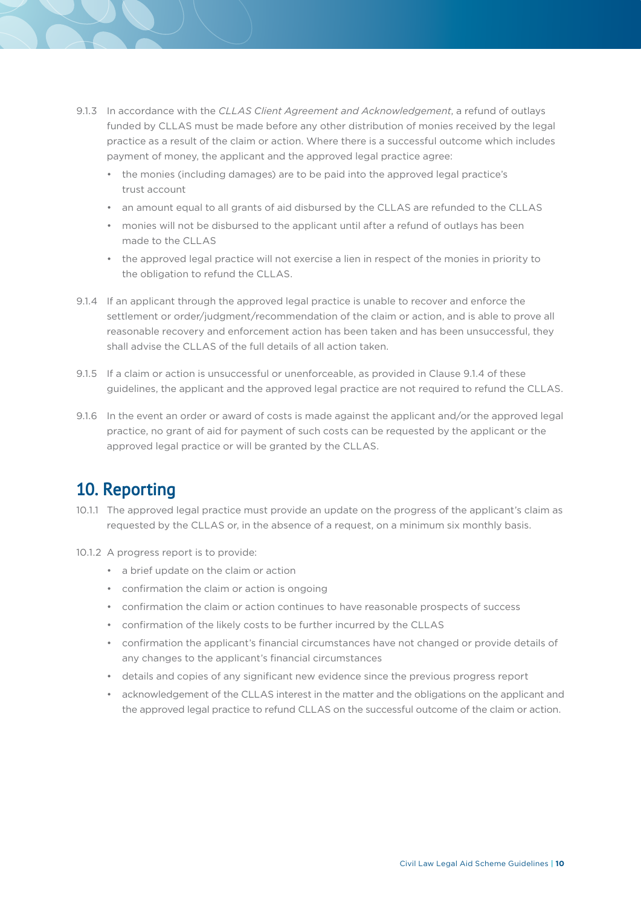9.1.3 In accordance with the *CLLAS Client Agreement and Acknowledgement*, a refund of outlays funded by CLLAS must be made before any other distribution of monies received by the legal practice as a result of the claim or action. Where there is a successful outcome which includes payment of money, the applicant and the approved legal practice agree:

- the monies (including damages) are to be paid into the approved legal practice's trust account
- an amount equal to all grants of aid disbursed by the CLLAS are refunded to the CLLAS
- monies will not be disbursed to the applicant until after a refund of outlays has been made to the CLLAS
- the approved legal practice will not exercise a lien in respect of the monies in priority to the obligation to refund the CLLAS.

9.1.4 If an applicant through the approved legal practice is unable to recover and enforce the settlement or order/judgment/recommendation of the claim or action, and is able to prove all reasonable recovery and enforcement action has been taken and has been unsuccessful, they shall advise the CLLAS of the full details of all action taken.

9.1.5 If a claim or action is unsuccessful or unenforceable, as provided in Clause 9.1.4 of these guidelines, the applicant and the approved legal practice are not required to refund the CLLAS.

9.1.6 In the event an order or award of costs is made against the applicant and/or the approved legal practice, no grant of aid for payment of such costs can be requested by the applicant or the approved legal practice or will be granted by the CLLAS.

## 10. Reporting

10.1.1 The approved legal practice must provide an update on the progress of the applicant's claim as requested by the CLLAS or, in the absence of a request, on a minimum six monthly basis.

10.1.2 A progress report is to provide:

- a brief update on the claim or action
- confirmation the claim or action is ongoing
- confirmation the claim or action continues to have reasonable prospects of success
- confirmation of the likely costs to be further incurred by the CLLAS
- confirmation the applicant's financial circumstances have not changed or provide details of any changes to the applicant's financial circumstances
- details and copies of any significant new evidence since the previous progress report
- acknowledgement of the CLLAS interest in the matter and the obligations on the applicant and the approved legal practice to refund CLLAS on the successful outcome of the claim or action.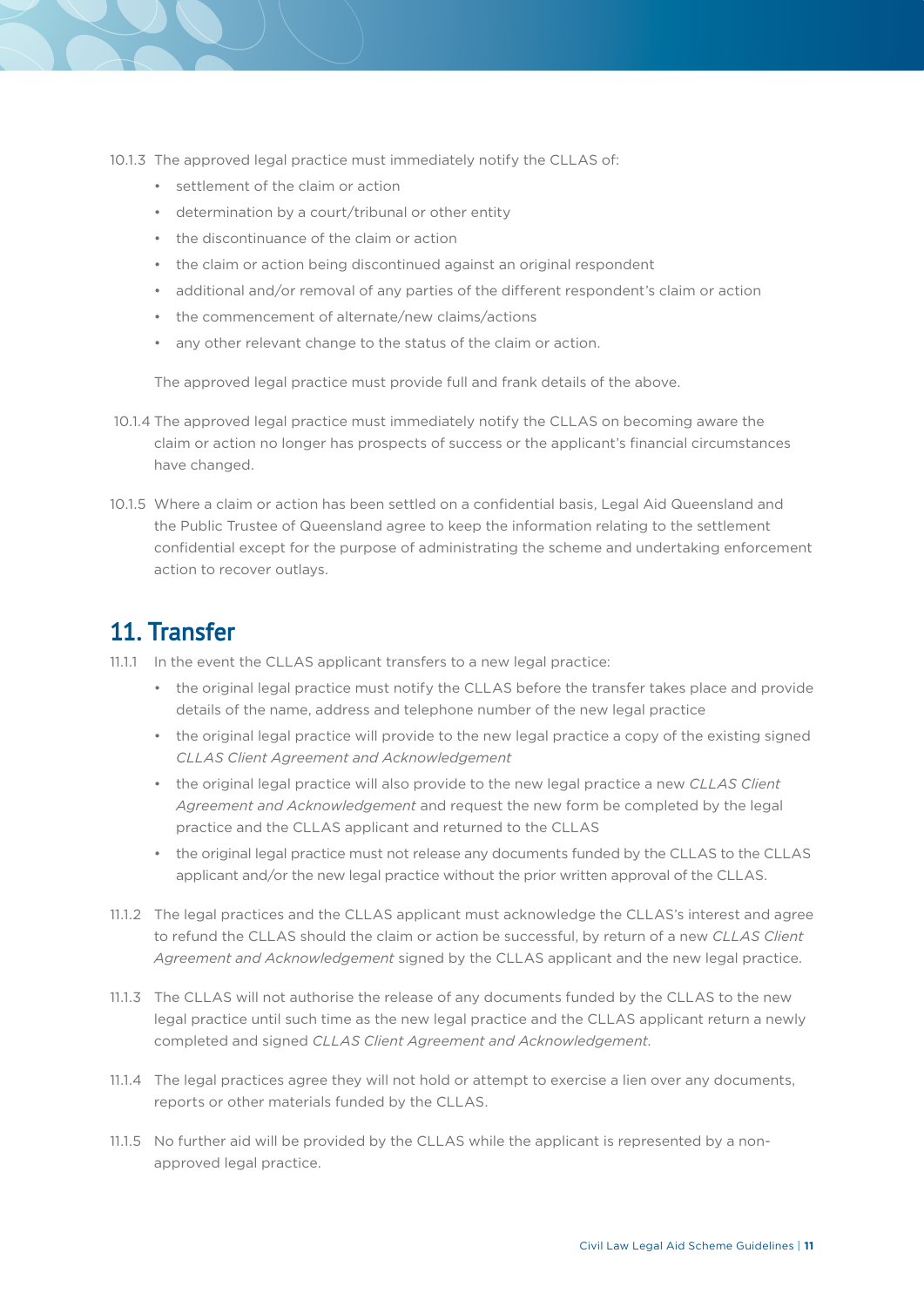10.1.3 The approved legal practice must immediately notify the CLLAS of:

- settlement of the claim or action
- determination by a court/tribunal or other entity
- the discontinuance of the claim or action
- the claim or action being discontinued against an original respondent
- additional and/or removal of any parties of the different respondent's claim or action
- the commencement of alternate/new claims/actions
- any other relevant change to the status of the claim or action.

The approved legal practice must provide full and frank details of the above.

10.1.4 The approved legal practice must immediately notify the CLLAS on becoming aware the claim or action no longer has prospects of success or the applicant's financial circumstances have changed.

10.1.5 Where a claim or action has been settled on a confidential basis, Legal Aid Queensland and the Public Trustee of Queensland agree to keep the information relating to the settlement confidential except for the purpose of administrating the scheme and undertaking enforcement action to recover outlays.

## 11. Transfer

11.1.1 In the event the CLLAS applicant transfers to a new legal practice:

- the original legal practice must notify the CLLAS before the transfer takes place and provide details of the name, address and telephone number of the new legal practice
- the original legal practice will provide to the new legal practice a copy of the existing signed *CLLAS Client Agreement and Acknowledgement*
- the original legal practice will also provide to the new legal practice a new *CLLAS Client Agreement and Acknowledgement* and request the new form be completed by the legal practice and the CLLAS applicant and returned to the CLLAS
- the original legal practice must not release any documents funded by the CLLAS to the CLLAS applicant and/or the new legal practice without the prior written approval of the CLLAS.

11.1.2 The legal practices and the CLLAS applicant must acknowledge the CLLAS's interest and agree to refund the CLLAS should the claim or action be successful, by return of a new *CLLAS Client Agreement and Acknowledgement* signed by the CLLAS applicant and the new legal practice.

11.1.3 The CLLAS will not authorise the release of any documents funded by the CLLAS to the new legal practice until such time as the new legal practice and the CLLAS applicant return a newly completed and signed *CLLAS Client Agreement and Acknowledgement*.

11.1.4 The legal practices agree they will not hold or attempt to exercise a lien over any documents, reports or other materials funded by the CLLAS.

11.1.5 No further aid will be provided by the CLLAS while the applicant is represented by a non-approved legal practice.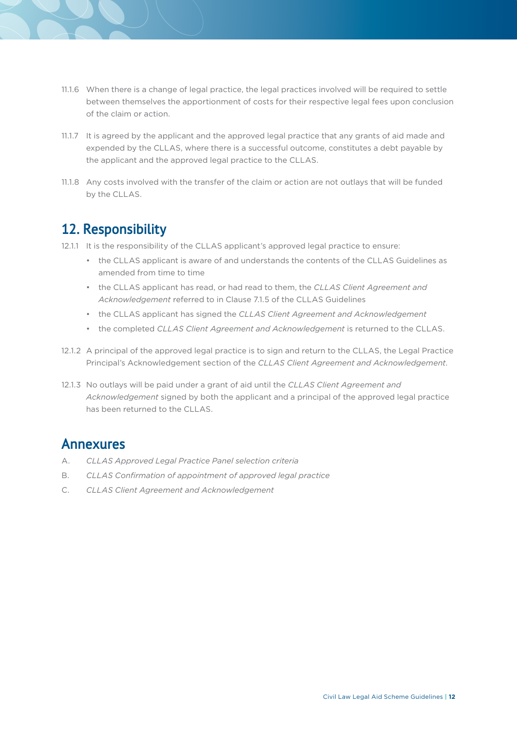11.1.6 When there is a change of legal practice, the legal practices involved will be required to settle between themselves the apportionment of costs for their respective legal fees upon conclusion of the claim or action.

11.1.7 It is agreed by the applicant and the approved legal practice that any grants of aid made and expended by the CLLAS, where there is a successful outcome, constitutes a debt payable by the applicant and the approved legal practice to the CLLAS.

11.1.8 Any costs involved with the transfer of the claim or action are not outlays that will be funded by the CLLAS.

## 12. Responsibility

12.1.1 It is the responsibility of the CLLAS applicant's approved legal practice to ensure:

- the CLLAS applicant is aware of and understands the contents of the CLLAS Guidelines as amended from time to time
- the CLLAS applicant has read, or had read to them, the *CLLAS Client Agreement and Acknowledgement* referred to in Clause 7.1.5 of the CLLAS Guidelines
- the CLLAS applicant has signed the *CLLAS Client Agreement and Acknowledgement*
- the completed *CLLAS Client Agreement and Acknowledgement* is returned to the CLLAS.

12.1.2 A principal of the approved legal practice is to sign and return to the CLLAS, the Legal Practice Principal's Acknowledgement section of the *CLLAS Client Agreement and Acknowledgement*.

12.1.3 No outlays will be paid under a grant of aid until the *CLLAS Client Agreement and Acknowledgement* signed by both the applicant and a principal of the approved legal practice has been returned to the CLLAS.

## Annexures

A. *CLLAS Approved Legal Practice Panel selection criteria*

B. *CLLAS Confirmation of appointment of approved legal practice*

C. *CLLAS Client Agreement and Acknowledgement*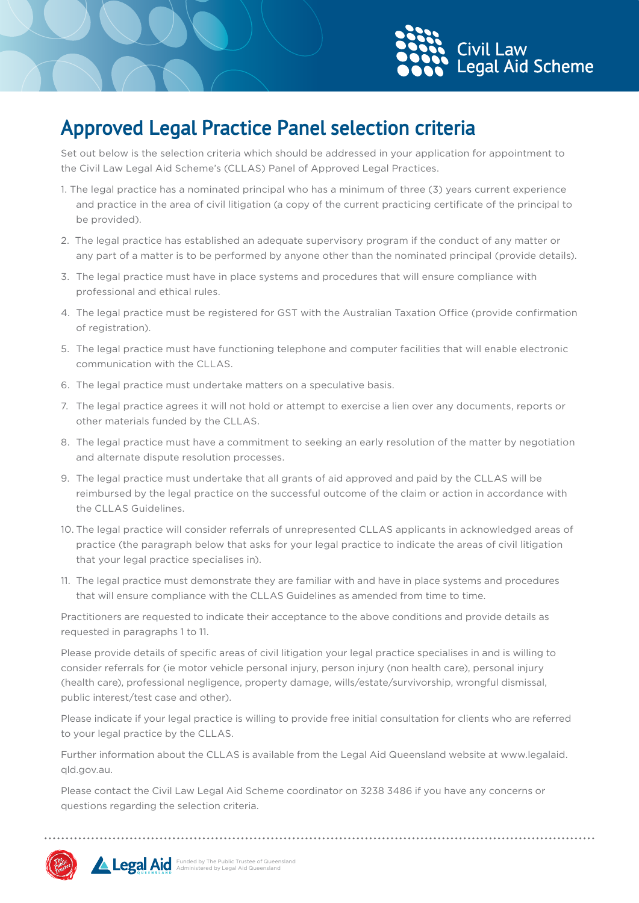Civil Law Legal Aid Scheme

# Approved Legal Practice Panel selection criteria

Set out below is the selection criteria which should be addressed in your application for appointment to the Civil Law Legal Aid Scheme's (CLLAS) Panel of Approved Legal Practices.

1. The legal practice has a nominated principal who has a minimum of three (3) years current experience and practice in the area of civil litigation (a copy of the current practicing certificate of the principal to be provided).
2. The legal practice has established an adequate supervisory program if the conduct of any matter or any part of a matter is to be performed by anyone other than the nominated principal (provide details).
3. The legal practice must have in place systems and procedures that will ensure compliance with professional and ethical rules.
4. The legal practice must be registered for GST with the Australian Taxation Office (provide confirmation of registration).
5. The legal practice must have functioning telephone and computer facilities that will enable electronic communication with the CLLAS.
6. The legal practice must undertake matters on a speculative basis.
7. The legal practice agrees it will not hold or attempt to exercise a lien over any documents, reports or other materials funded by the CLLAS.
8. The legal practice must have a commitment to seeking an early resolution of the matter by negotiation and alternate dispute resolution processes.
9. The legal practice must undertake that all grants of aid approved and paid by the CLLAS will be reimbursed by the legal practice on the successful outcome of the claim or action in accordance with the CLLAS Guidelines.
10. The legal practice will consider referrals of unrepresented CLLAS applicants in acknowledged areas of practice (the paragraph below that asks for your legal practice to indicate the areas of civil litigation that your legal practice specialises in).
11. The legal practice must demonstrate they are familiar with and have in place systems and procedures that will ensure compliance with the CLLAS Guidelines as amended from time to time.

Practitioners are requested to indicate their acceptance to the above conditions and provide details as requested in paragraphs 1 to 11.

Please provide details of specific areas of civil litigation your legal practice specialises in and is willing to consider referrals for (ie motor vehicle personal injury, person injury (non health care), personal injury (health care), professional negligence, property damage, wills/estate/survivorship, wrongful dismissal, public interest/test case and other).

Please indicate if your legal practice is willing to provide free initial consultation for clients who are referred to your legal practice by the CLLAS.

Further information about the CLLAS is available from the Legal Aid Queensland website at www.legalaid.qld.gov.au.

Please contact the Civil Law Legal Aid Scheme coordinator on 3238 3486 if you have any concerns or questions regarding the selection criteria.

Funded by The Public Trustee of Queensland
Administered by Legal Aid Queensland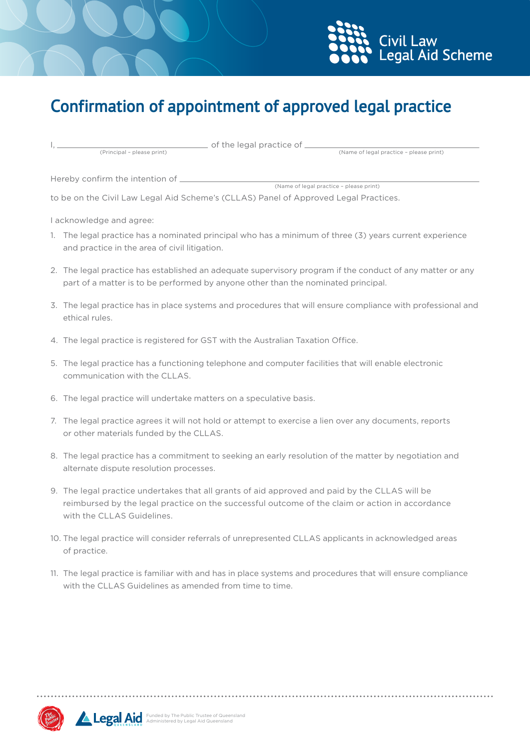Civil Law Legal Aid Scheme

# Confirmation of appointment of approved legal practice

I, ______________________________ of the legal practice of ______________________________
(Principal – please print) (Name of legal practice – please print)

Hereby confirm the intention of ______________________________
(Name of legal practice – please print)

to be on the Civil Law Legal Aid Scheme's (CLLAS) Panel of Approved Legal Practices.

I acknowledge and agree:

1. The legal practice has a nominated principal who has a minimum of three (3) years current experience and practice in the area of civil litigation.
2. The legal practice has established an adequate supervisory program if the conduct of any matter or any part of a matter is to be performed by anyone other than the nominated principal.
3. The legal practice has in place systems and procedures that will ensure compliance with professional and ethical rules.
4. The legal practice is registered for GST with the Australian Taxation Office.
5. The legal practice has a functioning telephone and computer facilities that will enable electronic communication with the CLLAS.
6. The legal practice will undertake matters on a speculative basis.
7. The legal practice agrees it will not hold or attempt to exercise a lien over any documents, reports or other materials funded by the CLLAS.
8. The legal practice has a commitment to seeking an early resolution of the matter by negotiation and alternate dispute resolution processes.
9. The legal practice undertakes that all grants of aid approved and paid by the CLLAS will be reimbursed by the legal practice on the successful outcome of the claim or action in accordance with the CLLAS Guidelines.
10. The legal practice will consider referrals of unrepresented CLLAS applicants in acknowledged areas of practice.
11. The legal practice is familiar with and has in place systems and procedures that will ensure compliance with the CLLAS Guidelines as amended from time to time.

Funded by The Public Trustee of Queensland
Administered by Legal Aid Queensland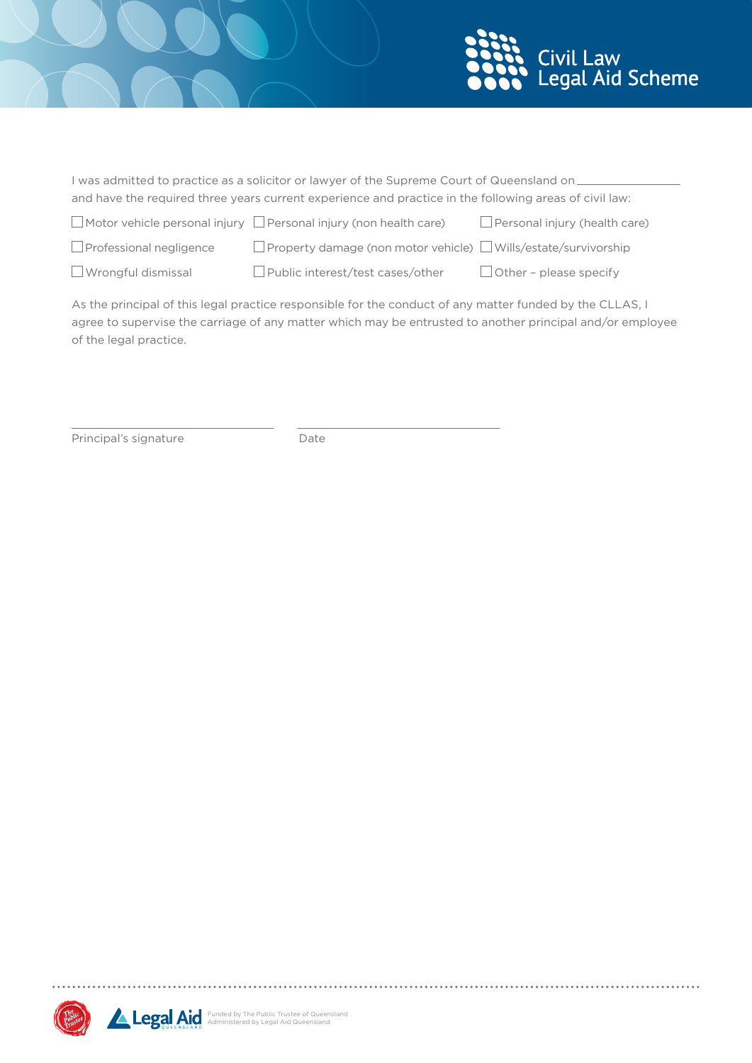Civil Law Legal Aid Scheme

I was admitted to practice as a solicitor or lawyer of the Supreme Court of Queensland on ________________
and have the required three years current experience and practice in the following areas of civil law:

- ☐ Motor vehicle personal injury
- ☐ Personal injury (non health care)
- ☐ Personal injury (health care)
- ☐ Professional negligence
- ☐ Property damage (non motor vehicle)
- ☐ Wills/estate/survivorship
- ☐ Wrongful dismissal
- ☐ Public interest/test cases/other
- ☐ Other – please specify

As the principal of this legal practice responsible for the conduct of any matter funded by the CLLAS, I agree to supervise the carriage of any matter which may be entrusted to another principal and/or employee of the legal practice.

______________________________ ______________________________

Principal's signature Date

Funded by The Public Trustee of Queensland
Administered by Legal Aid Queensland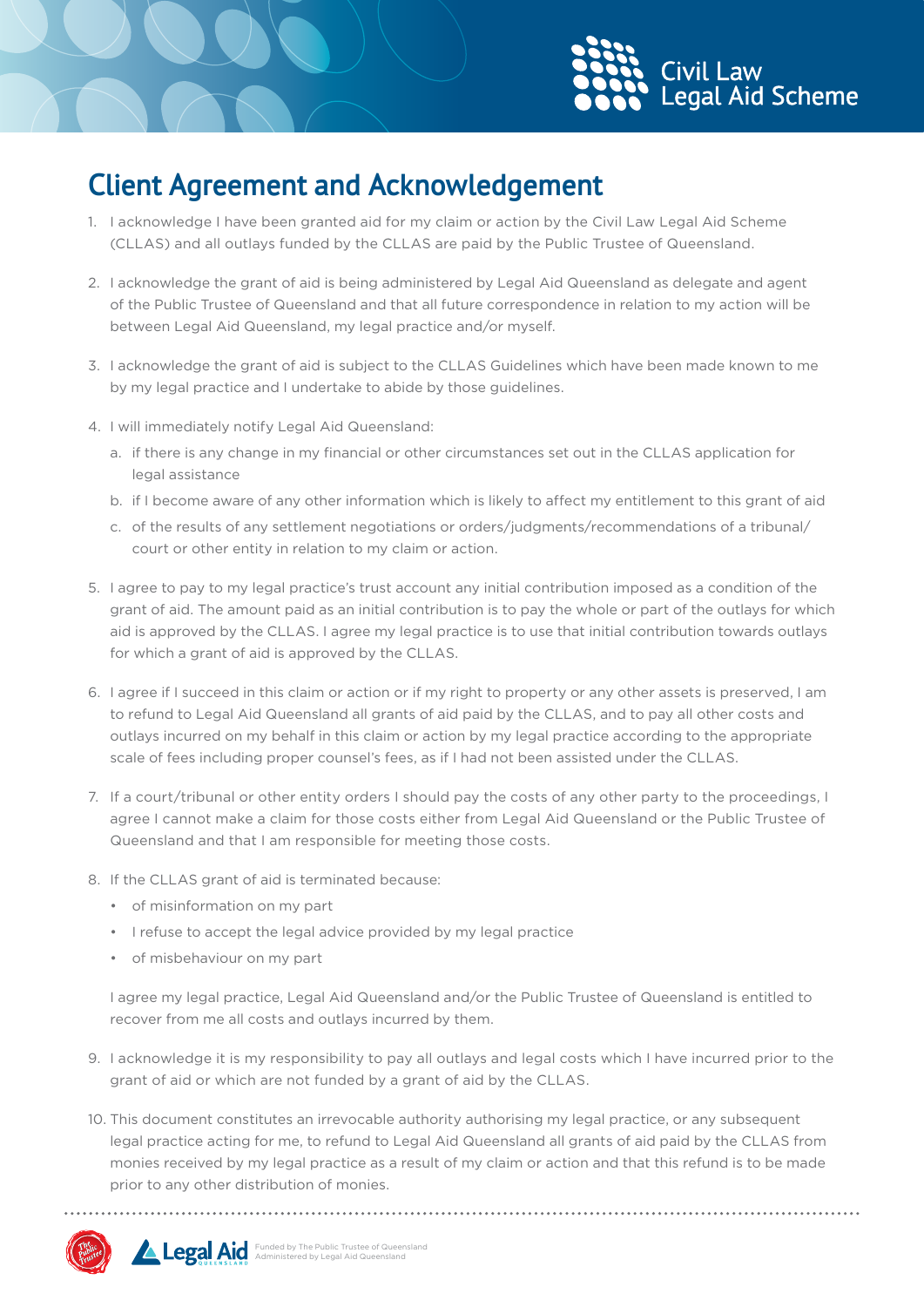# Client Agreement and Acknowledgement

1. I acknowledge I have been granted aid for my claim or action by the Civil Law Legal Aid Scheme (CLLAS) and all outlays funded by the CLLAS are paid by the Public Trustee of Queensland.

2. I acknowledge the grant of aid is being administered by Legal Aid Queensland as delegate and agent of the Public Trustee of Queensland and that all future correspondence in relation to my action will be between Legal Aid Queensland, my legal practice and/or myself.

3. I acknowledge the grant of aid is subject to the CLLAS Guidelines which have been made known to me by my legal practice and I undertake to abide by those guidelines.

4. I will immediately notify Legal Aid Queensland:
   a. if there is any change in my financial or other circumstances set out in the CLLAS application for legal assistance
   b. if I become aware of any other information which is likely to affect my entitlement to this grant of aid
   c. of the results of any settlement negotiations or orders/judgments/recommendations of a tribunal/court or other entity in relation to my claim or action.

5. I agree to pay to my legal practice's trust account any initial contribution imposed as a condition of the grant of aid. The amount paid as an initial contribution is to pay the whole or part of the outlays for which aid is approved by the CLLAS. I agree my legal practice is to use that initial contribution towards outlays for which a grant of aid is approved by the CLLAS.

6. I agree if I succeed in this claim or action or if my right to property or any other assets is preserved, I am to refund to Legal Aid Queensland all grants of aid paid by the CLLAS, and to pay all other costs and outlays incurred on my behalf in this claim or action by my legal practice according to the appropriate scale of fees including proper counsel's fees, as if I had not been assisted under the CLLAS.

7. If a court/tribunal or other entity orders I should pay the costs of any other party to the proceedings, I agree I cannot make a claim for those costs either from Legal Aid Queensland or the Public Trustee of Queensland and that I am responsible for meeting those costs.

8. If the CLLAS grant of aid is terminated because:
   - of misinformation on my part
   - I refuse to accept the legal advice provided by my legal practice
   - of misbehaviour on my part

   I agree my legal practice, Legal Aid Queensland and/or the Public Trustee of Queensland is entitled to recover from me all costs and outlays incurred by them.

9. I acknowledge it is my responsibility to pay all outlays and legal costs which I have incurred prior to the grant of aid or which are not funded by a grant of aid by the CLLAS.

10. This document constitutes an irrevocable authority authorising my legal practice, or any subsequent legal practice acting for me, to refund to Legal Aid Queensland all grants of aid paid by the CLLAS from monies received by my legal practice as a result of my claim or action and that this refund is to be made prior to any other distribution of monies.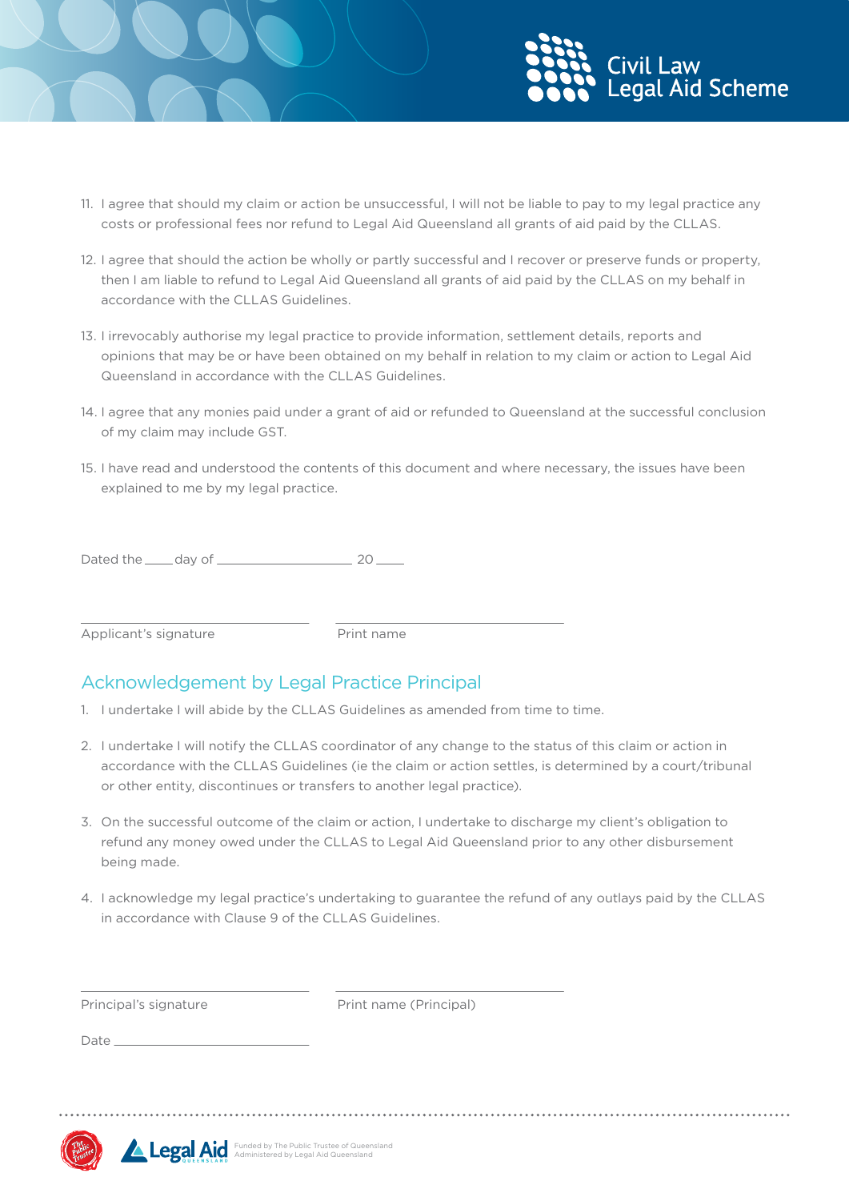11. I agree that should my claim or action be unsuccessful, I will not be liable to pay to my legal practice any costs or professional fees nor refund to Legal Aid Queensland all grants of aid paid by the CLLAS.

12. I agree that should the action be wholly or partly successful and I recover or preserve funds or property, then I am liable to refund to Legal Aid Queensland all grants of aid paid by the CLLAS on my behalf in accordance with the CLLAS Guidelines.

13. I irrevocably authorise my legal practice to provide information, settlement details, reports and opinions that may be or have been obtained on my behalf in relation to my claim or action to Legal Aid Queensland in accordance with the CLLAS Guidelines.

14. I agree that any monies paid under a grant of aid or refunded to Queensland at the successful conclusion of my claim may include GST.

15. I have read and understood the contents of this document and where necessary, the issues have been explained to me by my legal practice.

Dated the ____ day of ____________________ 20 ____

______________________________ ______________________________

Applicant's signature Print name

## Acknowledgement by Legal Practice Principal

1. I undertake I will abide by the CLLAS Guidelines as amended from time to time.

2. I undertake I will notify the CLLAS coordinator of any change to the status of this claim or action in accordance with the CLLAS Guidelines (ie the claim or action settles, is determined by a court/tribunal or other entity, discontinues or transfers to another legal practice).

3. On the successful outcome of the claim or action, I undertake to discharge my client's obligation to refund any money owed under the CLLAS to Legal Aid Queensland prior to any other disbursement being made.

4. I acknowledge my legal practice's undertaking to guarantee the refund of any outlays paid by the CLLAS in accordance with Clause 9 of the CLLAS Guidelines.

______________________________ ______________________________

Principal's signature Print name (Principal)

Date ______________________________

Funded by The Public Trustee of Queensland
Administered by Legal Aid Queensland